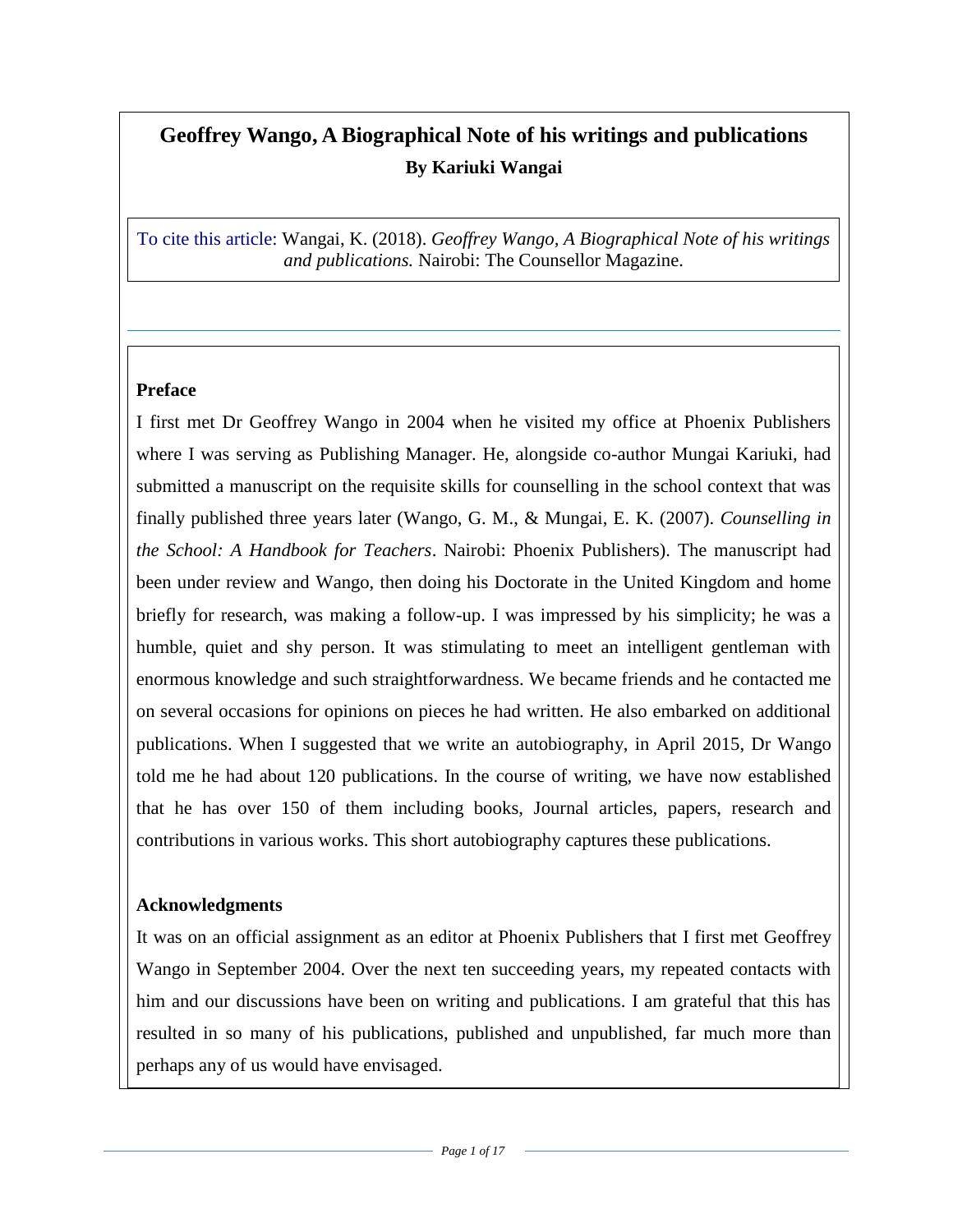# Geoffrey Wango, A Biographical Note of his writings and publications

**By Kariuki Wangai**

To cite this article: Wangai, K. (2018). *Geoffrey Wango, A Biographical Note of his writings and publications.* Nairobi: The Counsellor Magazine.

## Preface

I first met Dr Geoffrey Wango in 2004 when he visited my office at Phoenix Publishers where I was serving as Publishing Manager. He, alongside co-author Mungai Kariuki, had submitted a manuscript on the requisite skills for counselling in the school context that was finally published three years later (Wango, G. M., & Mungai, E. K. (2007). *Counselling in the School: A Handbook for Teachers*. Nairobi: Phoenix Publishers). The manuscript had been under review and Wango, then doing his Doctorate in the United Kingdom and home briefly for research, was making a follow-up. I was impressed by his simplicity; he was a humble, quiet and shy person. It was stimulating to meet an intelligent gentleman with enormous knowledge and such straightforwardness. We became friends and he contacted me on several occasions for opinions on pieces he had written. He also embarked on additional publications. When I suggested that we write an autobiography, in April 2015, Dr Wango told me he had about 120 publications. In the course of writing, we have now established that he has over 150 of them including books, Journal articles, papers, research and contributions in various works. This short autobiography captures these publications.

## Acknowledgments

It was on an official assignment as an editor at Phoenix Publishers that I first met Geoffrey Wango in September 2004. Over the next ten succeeding years, my repeated contacts with him and our discussions have been on writing and publications. I am grateful that this has resulted in so many of his publications, published and unpublished, far much more than perhaps any of us would have envisaged.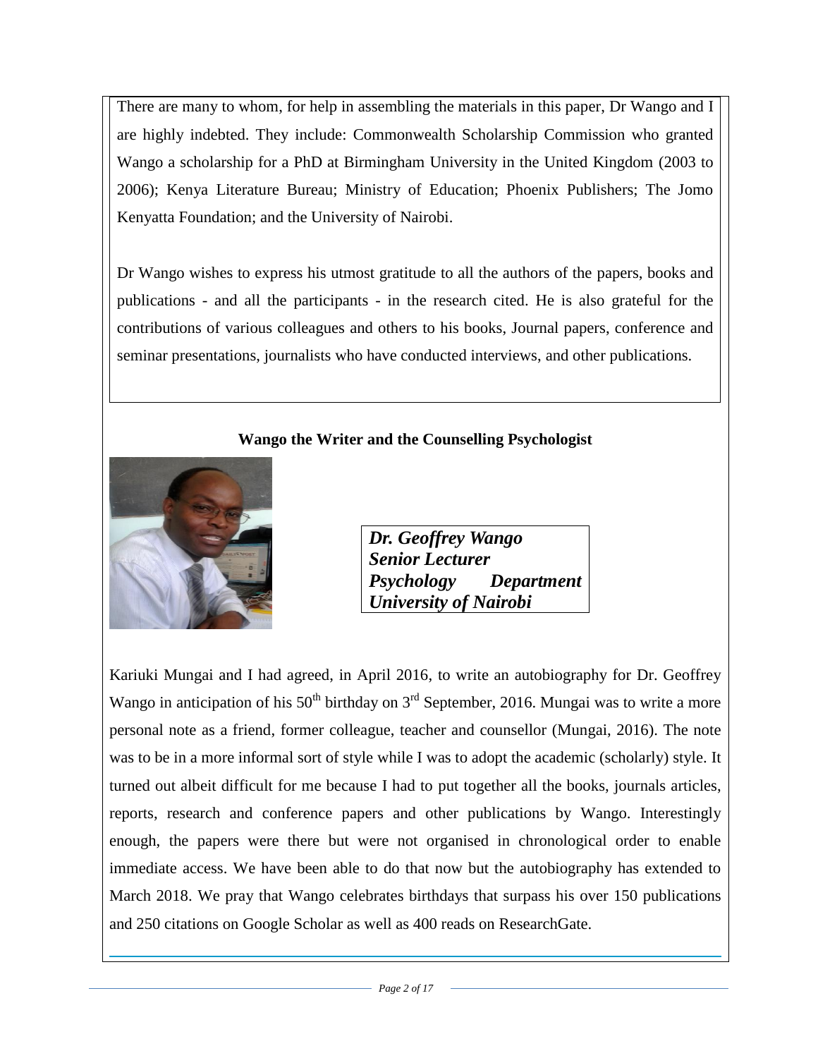There are many to whom, for help in assembling the materials in this paper, Dr Wango and I are highly indebted. They include: Commonwealth Scholarship Commission who granted Wango a scholarship for a PhD at Birmingham University in the United Kingdom (2003 to 2006); Kenya Literature Bureau; Ministry of Education; Phoenix Publishers; The Jomo Kenyatta Foundation; and the University of Nairobi.

Dr Wango wishes to express his utmost gratitude to all the authors of the papers, books and publications - and all the participants - in the research cited. He is also grateful for the contributions of various colleagues and others to his books, Journal papers, conference and seminar presentations, journalists who have conducted interviews, and other publications.

**Wango the Writer and the Counselling Psychologist**

***Dr. Geoffrey Wango***
***Senior Lecturer***
***Psychology Department***
***University of Nairobi***

Kariuki Mungai and I had agreed, in April 2016, to write an autobiography for Dr. Geoffrey Wango in anticipation of his 50th birthday on 3rd September, 2016. Mungai was to write a more personal note as a friend, former colleague, teacher and counsellor (Mungai, 2016). The note was to be in a more informal sort of style while I was to adopt the academic (scholarly) style. It turned out albeit difficult for me because I had to put together all the books, journals articles, reports, research and conference papers and other publications by Wango. Interestingly enough, the papers were there but were not organised in chronological order to enable immediate access. We have been able to do that now but the autobiography has extended to March 2018. We pray that Wango celebrates birthdays that surpass his over 150 publications and 250 citations on Google Scholar as well as 400 reads on ResearchGate.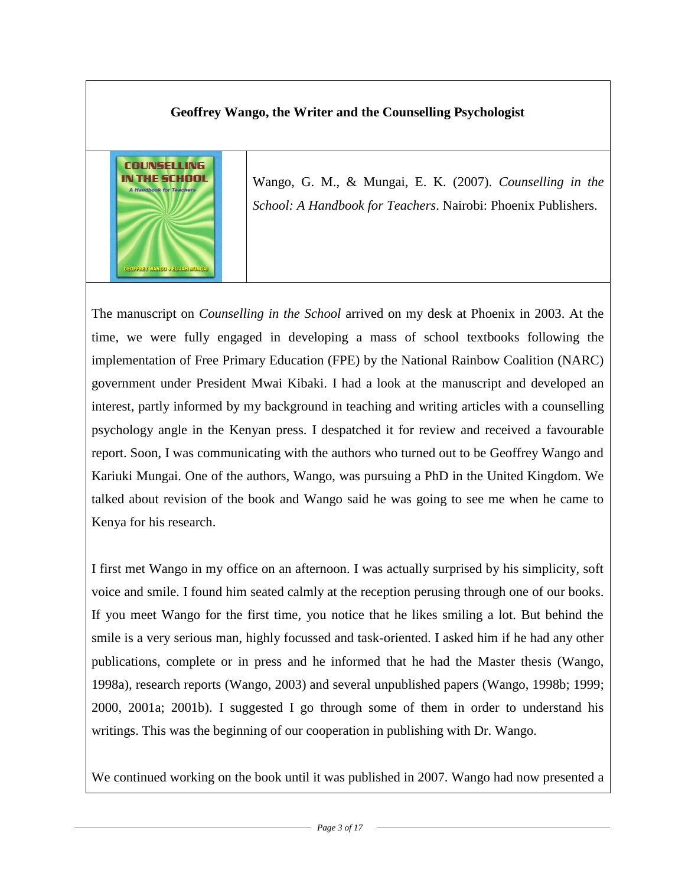## Geoffrey Wango, the Writer and the Counselling Psychologist

Wango, G. M., & Mungai, E. K. (2007). *Counselling in the School: A Handbook for Teachers*. Nairobi: Phoenix Publishers.

The manuscript on *Counselling in the School* arrived on my desk at Phoenix in 2003. At the time, we were fully engaged in developing a mass of school textbooks following the implementation of Free Primary Education (FPE) by the National Rainbow Coalition (NARC) government under President Mwai Kibaki. I had a look at the manuscript and developed an interest, partly informed by my background in teaching and writing articles with a counselling psychology angle in the Kenyan press. I despatched it for review and received a favourable report. Soon, I was communicating with the authors who turned out to be Geoffrey Wango and Kariuki Mungai. One of the authors, Wango, was pursuing a PhD in the United Kingdom. We talked about revision of the book and Wango said he was going to see me when he came to Kenya for his research.

I first met Wango in my office on an afternoon. I was actually surprised by his simplicity, soft voice and smile. I found him seated calmly at the reception perusing through one of our books. If you meet Wango for the first time, you notice that he likes smiling a lot. But behind the smile is a very serious man, highly focussed and task-oriented. I asked him if he had any other publications, complete or in press and he informed that he had the Master thesis (Wango, 1998a), research reports (Wango, 2003) and several unpublished papers (Wango, 1998b; 1999; 2000, 2001a; 2001b). I suggested I go through some of them in order to understand his writings. This was the beginning of our cooperation in publishing with Dr. Wango.

We continued working on the book until it was published in 2007. Wango had now presented a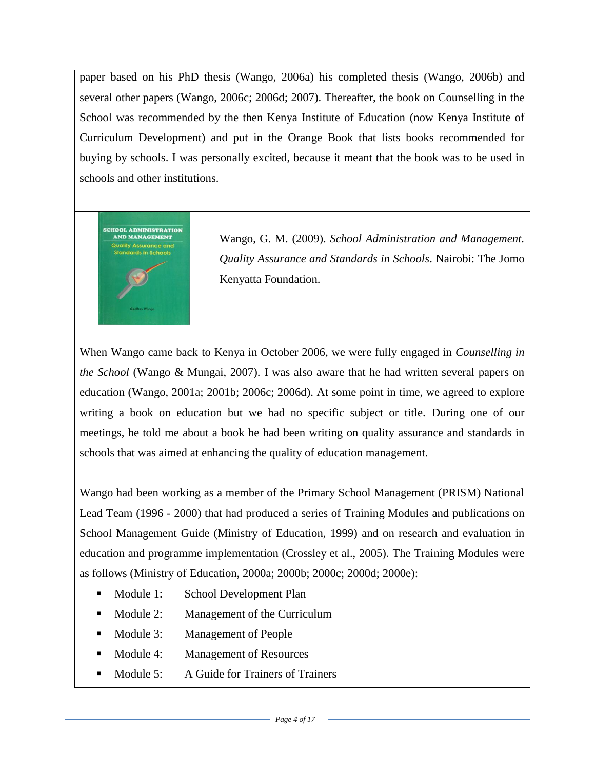paper based on his PhD thesis (Wango, 2006a) his completed thesis (Wango, 2006b) and several other papers (Wango, 2006c; 2006d; 2007). Thereafter, the book on Counselling in the School was recommended by the then Kenya Institute of Education (now Kenya Institute of Curriculum Development) and put in the Orange Book that lists books recommended for buying by schools. I was personally excited, because it meant that the book was to be used in schools and other institutions.

Wango, G. M. (2009). *School Administration and Management. Quality Assurance and Standards in Schools*. Nairobi: The Jomo Kenyatta Foundation.

When Wango came back to Kenya in October 2006, we were fully engaged in *Counselling in the School* (Wango & Mungai, 2007). I was also aware that he had written several papers on education (Wango, 2001a; 2001b; 2006c; 2006d). At some point in time, we agreed to explore writing a book on education but we had no specific subject or title. During one of our meetings, he told me about a book he had been writing on quality assurance and standards in schools that was aimed at enhancing the quality of education management.

Wango had been working as a member of the Primary School Management (PRISM) National Lead Team (1996 - 2000) that had produced a series of Training Modules and publications on School Management Guide (Ministry of Education, 1999) and on research and evaluation in education and programme implementation (Crossley et al., 2005). The Training Modules were as follows (Ministry of Education, 2000a; 2000b; 2000c; 2000d; 2000e):

- Module 1: School Development Plan
- Module 2: Management of the Curriculum
- Module 3: Management of People
- Module 4: Management of Resources
- Module 5: A Guide for Trainers of Trainers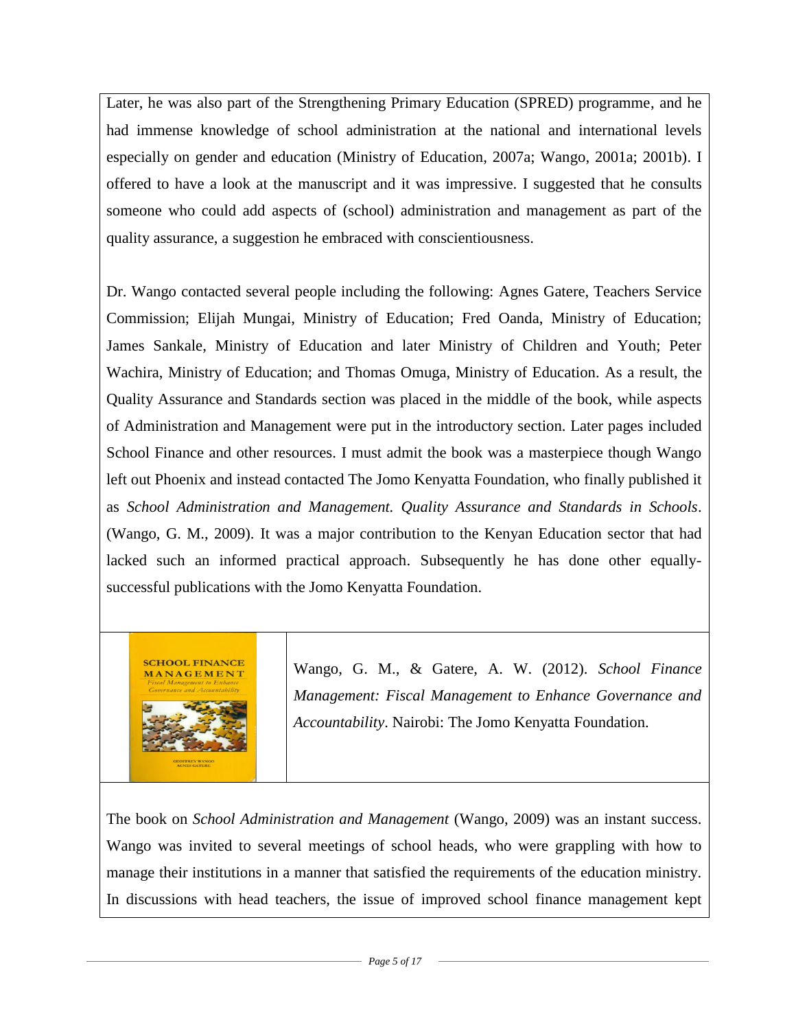Later, he was also part of the Strengthening Primary Education (SPRED) programme, and he had immense knowledge of school administration at the national and international levels especially on gender and education (Ministry of Education, 2007a; Wango, 2001a; 2001b). I offered to have a look at the manuscript and it was impressive. I suggested that he consults someone who could add aspects of (school) administration and management as part of the quality assurance, a suggestion he embraced with conscientiousness.

Dr. Wango contacted several people including the following: Agnes Gatere, Teachers Service Commission; Elijah Mungai, Ministry of Education; Fred Oanda, Ministry of Education; James Sankale, Ministry of Education and later Ministry of Children and Youth; Peter Wachira, Ministry of Education; and Thomas Omuga, Ministry of Education. As a result, the Quality Assurance and Standards section was placed in the middle of the book, while aspects of Administration and Management were put in the introductory section. Later pages included School Finance and other resources. I must admit the book was a masterpiece though Wango left out Phoenix and instead contacted The Jomo Kenyatta Foundation, who finally published it as *School Administration and Management. Quality Assurance and Standards in Schools*. (Wango, G. M., 2009). It was a major contribution to the Kenyan Education sector that had lacked such an informed practical approach. Subsequently he has done other equally-successful publications with the Jomo Kenyatta Foundation.

Wango, G. M., & Gatere, A. W. (2012). *School Finance Management: Fiscal Management to Enhance Governance and Accountability*. Nairobi: The Jomo Kenyatta Foundation.

The book on *School Administration and Management* (Wango, 2009) was an instant success. Wango was invited to several meetings of school heads, who were grappling with how to manage their institutions in a manner that satisfied the requirements of the education ministry. In discussions with head teachers, the issue of improved school finance management kept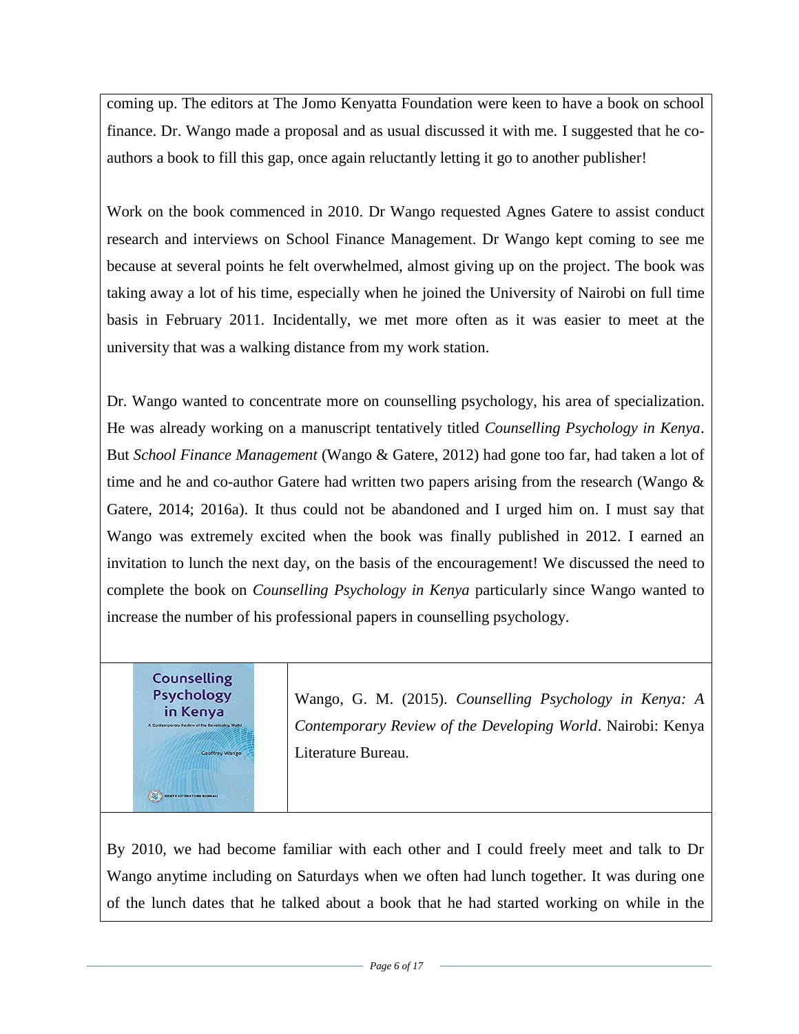coming up. The editors at The Jomo Kenyatta Foundation were keen to have a book on school finance. Dr. Wango made a proposal and as usual discussed it with me. I suggested that he co-authors a book to fill this gap, once again reluctantly letting it go to another publisher!

Work on the book commenced in 2010. Dr Wango requested Agnes Gatere to assist conduct research and interviews on School Finance Management. Dr Wango kept coming to see me because at several points he felt overwhelmed, almost giving up on the project. The book was taking away a lot of his time, especially when he joined the University of Nairobi on full time basis in February 2011. Incidentally, we met more often as it was easier to meet at the university that was a walking distance from my work station.

Dr. Wango wanted to concentrate more on counselling psychology, his area of specialization. He was already working on a manuscript tentatively titled *Counselling Psychology in Kenya*. But *School Finance Management* (Wango & Gatere, 2012) had gone too far, had taken a lot of time and he and co-author Gatere had written two papers arising from the research (Wango & Gatere, 2014; 2016a). It thus could not be abandoned and I urged him on. I must say that Wango was extremely excited when the book was finally published in 2012. I earned an invitation to lunch the next day, on the basis of the encouragement! We discussed the need to complete the book on *Counselling Psychology in Kenya* particularly since Wango wanted to increase the number of his professional papers in counselling psychology.

| | |
|---|---|
| Counselling Psychology in Kenya<br>A Contemporary Review of the Developing World<br>Geoffrey Wango<br>KENYA LITERATURE BUREAU | Wango, G. M. (2015). *Counselling Psychology in Kenya: A Contemporary Review of the Developing World*. Nairobi: Kenya Literature Bureau. |

By 2010, we had become familiar with each other and I could freely meet and talk to Dr Wango anytime including on Saturdays when we often had lunch together. It was during one of the lunch dates that he talked about a book that he had started working on while in the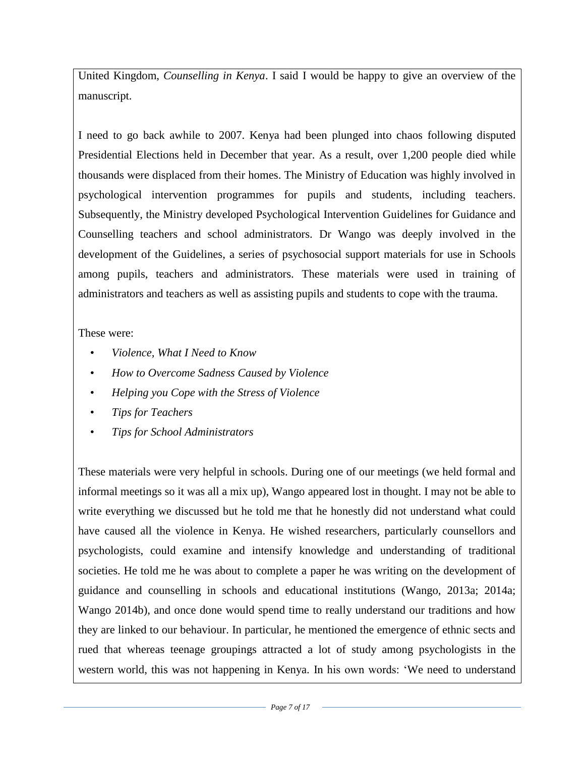United Kingdom, *Counselling in Kenya*. I said I would be happy to give an overview of the manuscript.

I need to go back awhile to 2007. Kenya had been plunged into chaos following disputed Presidential Elections held in December that year. As a result, over 1,200 people died while thousands were displaced from their homes. The Ministry of Education was highly involved in psychological intervention programmes for pupils and students, including teachers. Subsequently, the Ministry developed Psychological Intervention Guidelines for Guidance and Counselling teachers and school administrators. Dr Wango was deeply involved in the development of the Guidelines, a series of psychosocial support materials for use in Schools among pupils, teachers and administrators. These materials were used in training of administrators and teachers as well as assisting pupils and students to cope with the trauma.

These were:

- *Violence, What I Need to Know*
- *How to Overcome Sadness Caused by Violence*
- *Helping you Cope with the Stress of Violence*
- *Tips for Teachers*
- *Tips for School Administrators*

These materials were very helpful in schools. During one of our meetings (we held formal and informal meetings so it was all a mix up), Wango appeared lost in thought. I may not be able to write everything we discussed but he told me that he honestly did not understand what could have caused all the violence in Kenya. He wished researchers, particularly counsellors and psychologists, could examine and intensify knowledge and understanding of traditional societies. He told me he was about to complete a paper he was writing on the development of guidance and counselling in schools and educational institutions (Wango, 2013a; 2014a; Wango 2014b), and once done would spend time to really understand our traditions and how they are linked to our behaviour. In particular, he mentioned the emergence of ethnic sects and rued that whereas teenage groupings attracted a lot of study among psychologists in the western world, this was not happening in Kenya. In his own words: 'We need to understand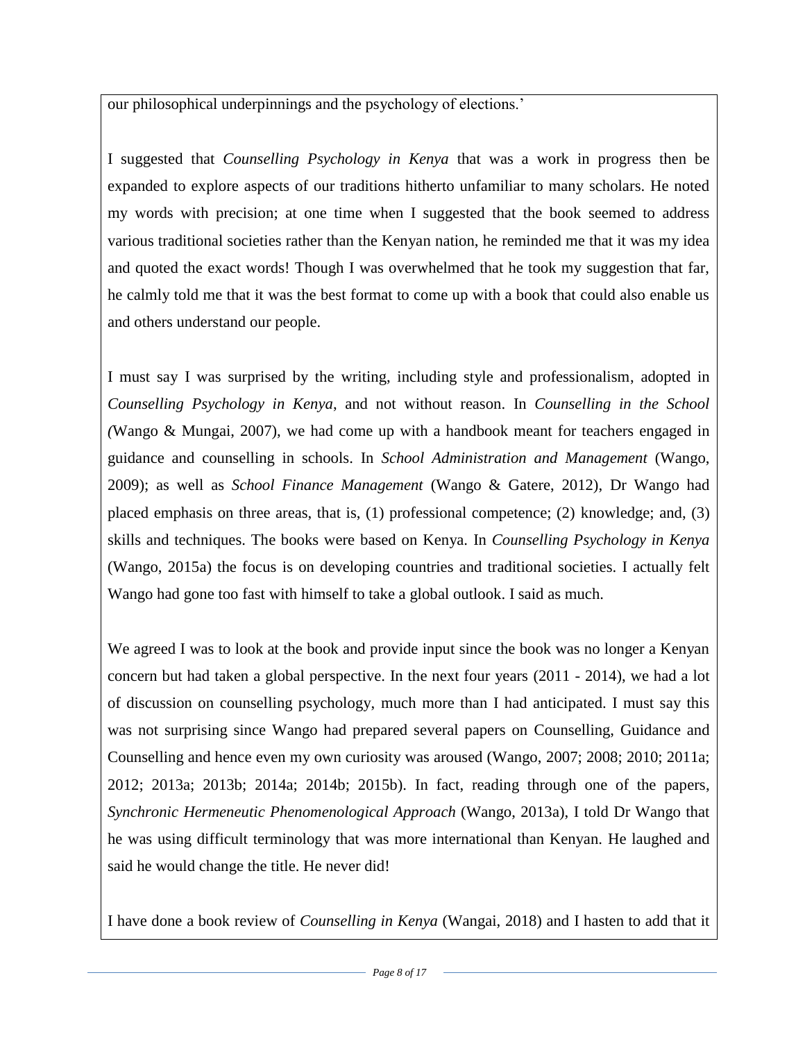our philosophical underpinnings and the psychology of elections.'

I suggested that *Counselling Psychology in Kenya* that was a work in progress then be expanded to explore aspects of our traditions hitherto unfamiliar to many scholars. He noted my words with precision; at one time when I suggested that the book seemed to address various traditional societies rather than the Kenyan nation, he reminded me that it was my idea and quoted the exact words! Though I was overwhelmed that he took my suggestion that far, he calmly told me that it was the best format to come up with a book that could also enable us and others understand our people.

I must say I was surprised by the writing, including style and professionalism, adopted in *Counselling Psychology in Kenya*, and not without reason. In *Counselling in the School (*Wango & Mungai, 2007), we had come up with a handbook meant for teachers engaged in guidance and counselling in schools. In *School Administration and Management* (Wango, 2009); as well as *School Finance Management* (Wango & Gatere, 2012), Dr Wango had placed emphasis on three areas, that is, (1) professional competence; (2) knowledge; and, (3) skills and techniques. The books were based on Kenya. In *Counselling Psychology in Kenya* (Wango, 2015a) the focus is on developing countries and traditional societies. I actually felt Wango had gone too fast with himself to take a global outlook. I said as much.

We agreed I was to look at the book and provide input since the book was no longer a Kenyan concern but had taken a global perspective. In the next four years (2011 - 2014), we had a lot of discussion on counselling psychology, much more than I had anticipated. I must say this was not surprising since Wango had prepared several papers on Counselling, Guidance and Counselling and hence even my own curiosity was aroused (Wango, 2007; 2008; 2010; 2011a; 2012; 2013a; 2013b; 2014a; 2014b; 2015b). In fact, reading through one of the papers, *Synchronic Hermeneutic Phenomenological Approach* (Wango, 2013a), I told Dr Wango that he was using difficult terminology that was more international than Kenyan. He laughed and said he would change the title. He never did!

I have done a book review of *Counselling in Kenya* (Wangai, 2018) and I hasten to add that it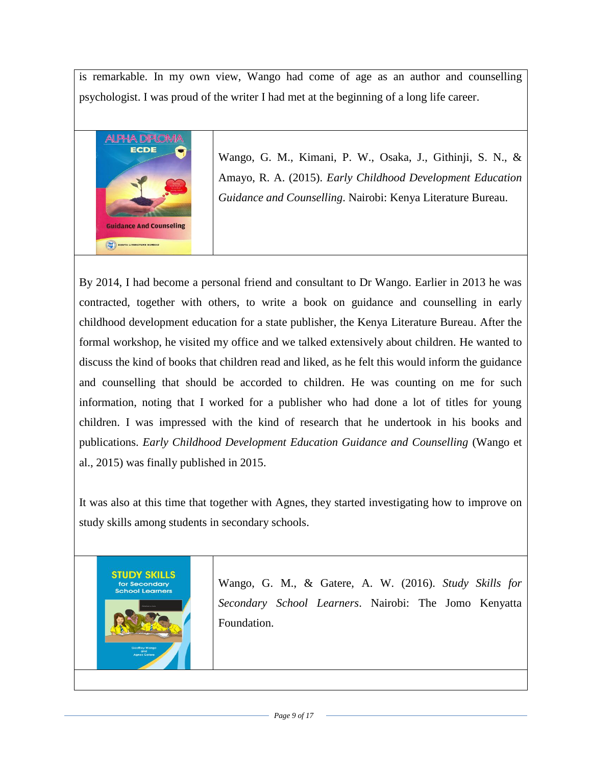is remarkable. In my own view, Wango had come of age as an author and counselling psychologist. I was proud of the writer I had met at the beginning of a long life career.

Wango, G. M., Kimani, P. W., Osaka, J., Githinji, S. N., & Amayo, R. A. (2015). *Early Childhood Development Education Guidance and Counselling*. Nairobi: Kenya Literature Bureau.

By 2014, I had become a personal friend and consultant to Dr Wango. Earlier in 2013 he was contracted, together with others, to write a book on guidance and counselling in early childhood development education for a state publisher, the Kenya Literature Bureau. After the formal workshop, he visited my office and we talked extensively about children. He wanted to discuss the kind of books that children read and liked, as he felt this would inform the guidance and counselling that should be accorded to children. He was counting on me for such information, noting that I worked for a publisher who had done a lot of titles for young children. I was impressed with the kind of research that he undertook in his books and publications. *Early Childhood Development Education Guidance and Counselling* (Wango et al., 2015) was finally published in 2015.

It was also at this time that together with Agnes, they started investigating how to improve on study skills among students in secondary schools.

Wango, G. M., & Gatere, A. W. (2016). *Study Skills for Secondary School Learners*. Nairobi: The Jomo Kenyatta Foundation.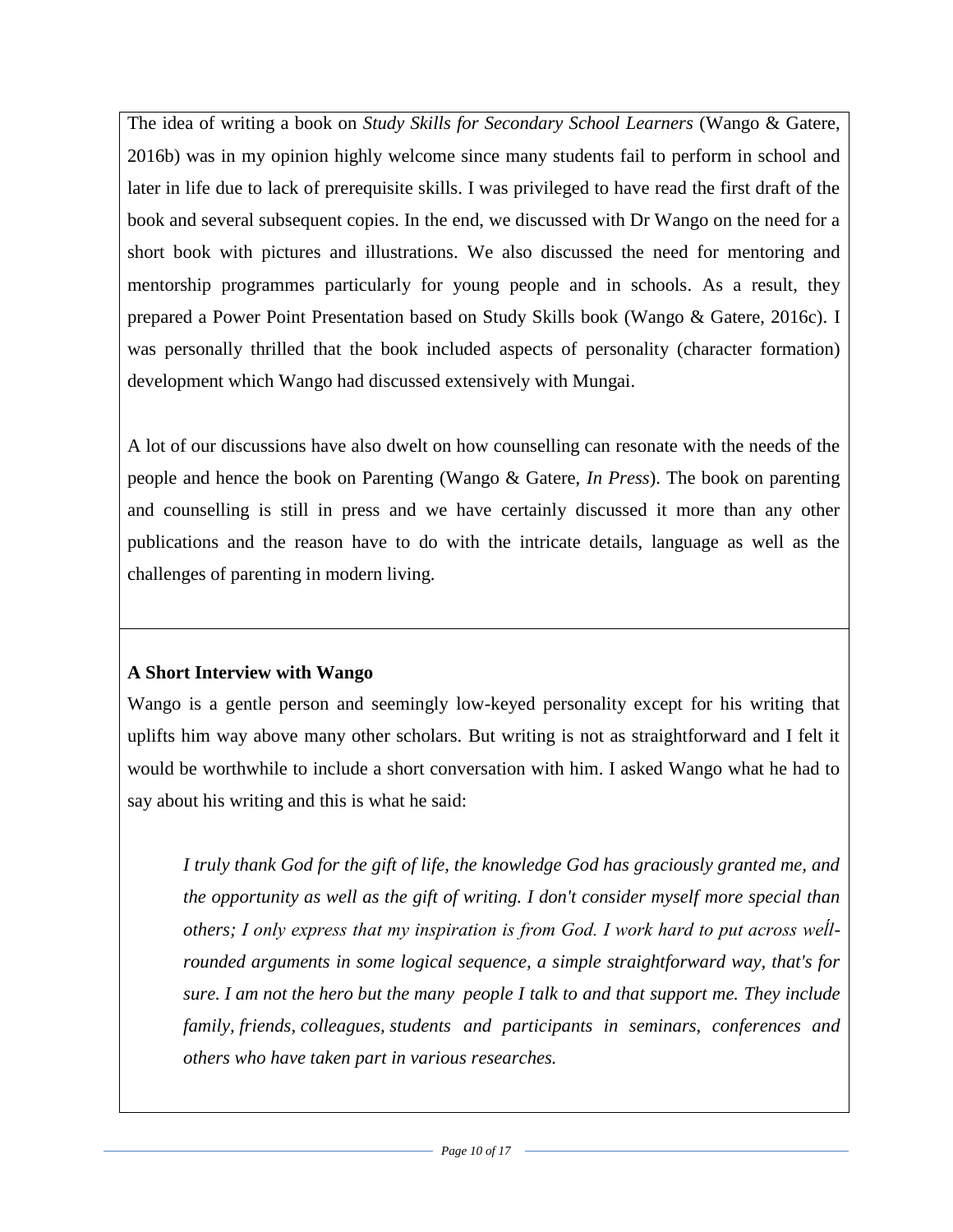The idea of writing a book on *Study Skills for Secondary School Learners* (Wango & Gatere, 2016b) was in my opinion highly welcome since many students fail to perform in school and later in life due to lack of prerequisite skills. I was privileged to have read the first draft of the book and several subsequent copies. In the end, we discussed with Dr Wango on the need for a short book with pictures and illustrations. We also discussed the need for mentoring and mentorship programmes particularly for young people and in schools. As a result, they prepared a Power Point Presentation based on Study Skills book (Wango & Gatere, 2016c). I was personally thrilled that the book included aspects of personality (character formation) development which Wango had discussed extensively with Mungai.

A lot of our discussions have also dwelt on how counselling can resonate with the needs of the people and hence the book on Parenting (Wango & Gatere, *In Press*). The book on parenting and counselling is still in press and we have certainly discussed it more than any other publications and the reason have to do with the intricate details, language as well as the challenges of parenting in modern living.

**A Short Interview with Wango**

Wango is a gentle person and seemingly low-keyed personality except for his writing that uplifts him way above many other scholars. But writing is not as straightforward and I felt it would be worthwhile to include a short conversation with him. I asked Wango what he had to say about his writing and this is what he said:

> *I truly thank God for the gift of life, the knowledge God has graciously granted me, and the opportunity as well as the gift of writing. I don't consider myself more special than others; I only express that my inspiration is from God. I work hard to put across well-rounded arguments in some logical sequence, a simple straightforward way, that's for sure. I am not the hero but the many people I talk to and that support me. They include family, friends, colleagues, students and participants in seminars, conferences and others who have taken part in various researches.*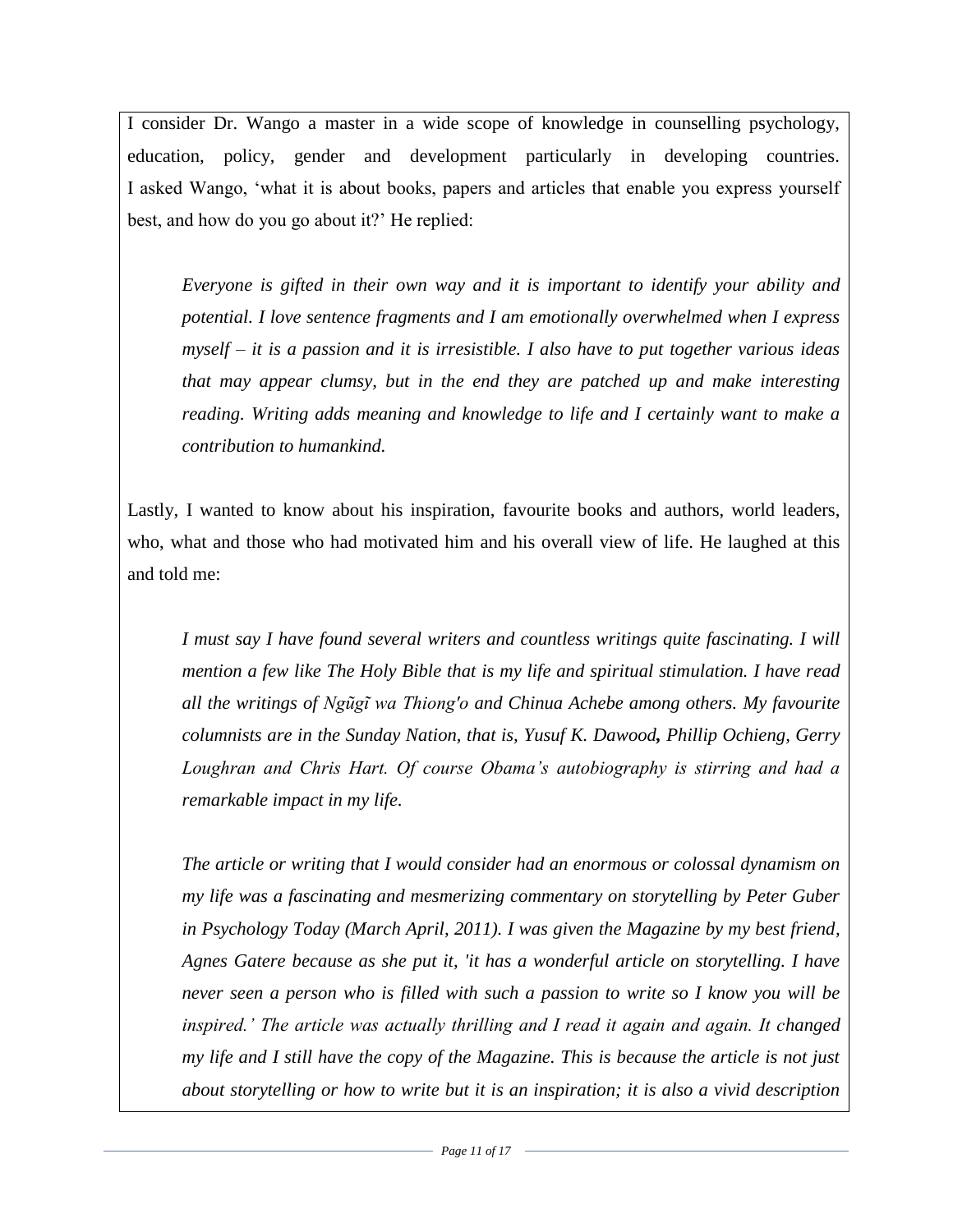I consider Dr. Wango a master in a wide scope of knowledge in counselling psychology, education, policy, gender and development particularly in developing countries. I asked Wango, 'what it is about books, papers and articles that enable you express yourself best, and how do you go about it?' He replied:

> *Everyone is gifted in their own way and it is important to identify your ability and potential. I love sentence fragments and I am emotionally overwhelmed when I express myself – it is a passion and it is irresistible. I also have to put together various ideas that may appear clumsy, but in the end they are patched up and make interesting reading. Writing adds meaning and knowledge to life and I certainly want to make a contribution to humankind.*

Lastly, I wanted to know about his inspiration, favourite books and authors, world leaders, who, what and those who had motivated him and his overall view of life. He laughed at this and told me:

> *I must say I have found several writers and countless writings quite fascinating. I will mention a few like The Holy Bible that is my life and spiritual stimulation. I have read all the writings of Ngũgĩ wa Thiong'o and Chinua Achebe among others. My favourite columnists are in the Sunday Nation, that is, Yusuf K. Dawood**,** Phillip Ochieng, Gerry Loughran and Chris Hart. Of course Obama's autobiography is stirring and had a remarkable impact in my life.*
>
> *The article or writing that I would consider had an enormous or colossal dynamism on my life was a fascinating and mesmerizing commentary on storytelling by Peter Guber in Psychology Today (March April, 2011). I was given the Magazine by my best friend, Agnes Gatere because as she put it, 'it has a wonderful article on storytelling. I have never seen a person who is filled with such a passion to write so I know you will be inspired.' The article was actually thrilling and I read it again and again. It changed my life and I still have the copy of the Magazine. This is because the article is not just about storytelling or how to write but it is an inspiration; it is also a vivid description*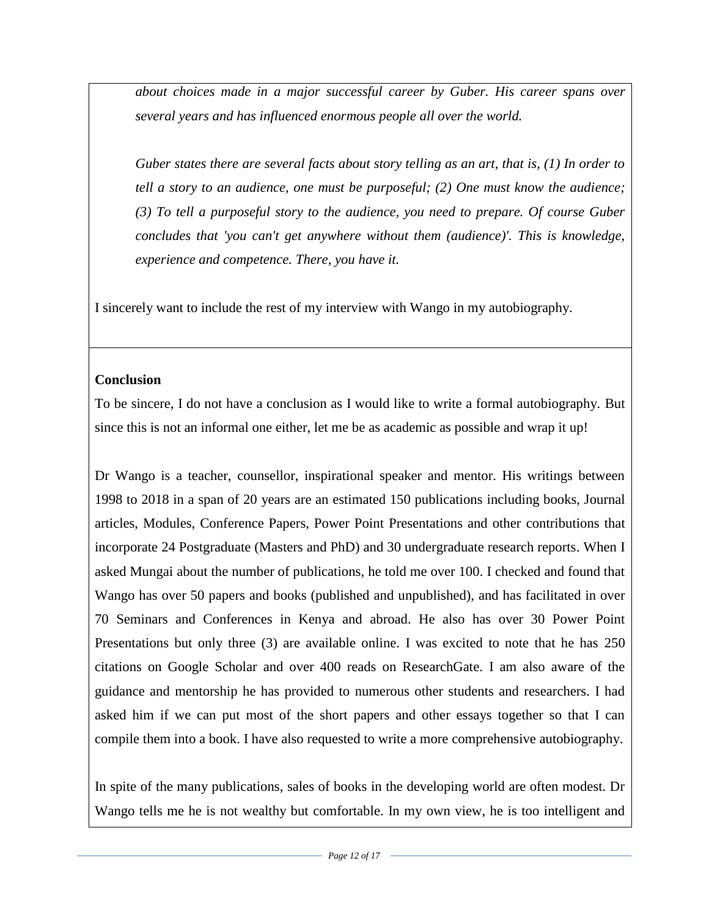*about choices made in a major successful career by Guber. His career spans over several years and has influenced enormous people all over the world.*

*Guber states there are several facts about story telling as an art, that is, (1) In order to tell a story to an audience, one must be purposeful; (2) One must know the audience; (3) To tell a purposeful story to the audience, you need to prepare. Of course Guber concludes that 'you can't get anywhere without them (audience)'. This is knowledge, experience and competence. There, you have it.*

I sincerely want to include the rest of my interview with Wango in my autobiography.

**Conclusion**

To be sincere, I do not have a conclusion as I would like to write a formal autobiography. But since this is not an informal one either, let me be as academic as possible and wrap it up!

Dr Wango is a teacher, counsellor, inspirational speaker and mentor. His writings between 1998 to 2018 in a span of 20 years are an estimated 150 publications including books, Journal articles, Modules, Conference Papers, Power Point Presentations and other contributions that incorporate 24 Postgraduate (Masters and PhD) and 30 undergraduate research reports. When I asked Mungai about the number of publications, he told me over 100. I checked and found that Wango has over 50 papers and books (published and unpublished), and has facilitated in over 70 Seminars and Conferences in Kenya and abroad. He also has over 30 Power Point Presentations but only three (3) are available online. I was excited to note that he has 250 citations on Google Scholar and over 400 reads on ResearchGate. I am also aware of the guidance and mentorship he has provided to numerous other students and researchers. I had asked him if we can put most of the short papers and other essays together so that I can compile them into a book. I have also requested to write a more comprehensive autobiography.

In spite of the many publications, sales of books in the developing world are often modest. Dr Wango tells me he is not wealthy but comfortable. In my own view, he is too intelligent and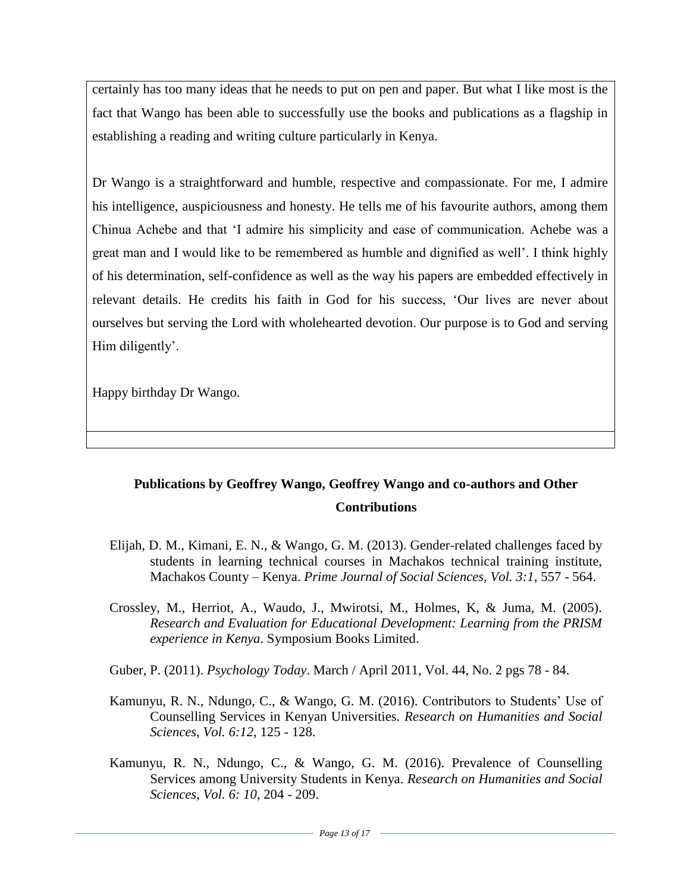certainly has too many ideas that he needs to put on pen and paper. But what I like most is the fact that Wango has been able to successfully use the books and publications as a flagship in establishing a reading and writing culture particularly in Kenya.

Dr Wango is a straightforward and humble, respective and compassionate. For me, I admire his intelligence, auspiciousness and honesty. He tells me of his favourite authors, among them Chinua Achebe and that 'I admire his simplicity and ease of communication. Achebe was a great man and I would like to be remembered as humble and dignified as well'. I think highly of his determination, self-confidence as well as the way his papers are embedded effectively in relevant details. He credits his faith in God for his success, 'Our lives are never about ourselves but serving the Lord with wholehearted devotion. Our purpose is to God and serving Him diligently'.

Happy birthday Dr Wango.

## Publications by Geoffrey Wango, Geoffrey Wango and co-authors and Other Contributions

Elijah, D. M., Kimani, E. N., & Wango, G. M. (2013). Gender-related challenges faced by students in learning technical courses in Machakos technical training institute, Machakos County – Kenya. *Prime Journal of Social Sciences, Vol. 3:1*, 557 - 564.

Crossley, M., Herriot, A., Waudo, J., Mwirotsi, M., Holmes, K, & Juma, M. (2005). *Research and Evaluation for Educational Development: Learning from the PRISM experience in Kenya*. Symposium Books Limited.

Guber, P. (2011). *Psychology Today*. March / April 2011, Vol. 44, No. 2 pgs 78 - 84.

Kamunyu, R. N., Ndungo, C., & Wango, G. M. (2016). Contributors to Students' Use of Counselling Services in Kenyan Universities. *Research on Humanities and Social Sciences, Vol. 6:12*, 125 - 128.

Kamunyu, R. N., Ndungo, C., & Wango, G. M. (2016). Prevalence of Counselling Services among University Students in Kenya. *Research on Humanities and Social Sciences, Vol. 6: 10*, 204 - 209.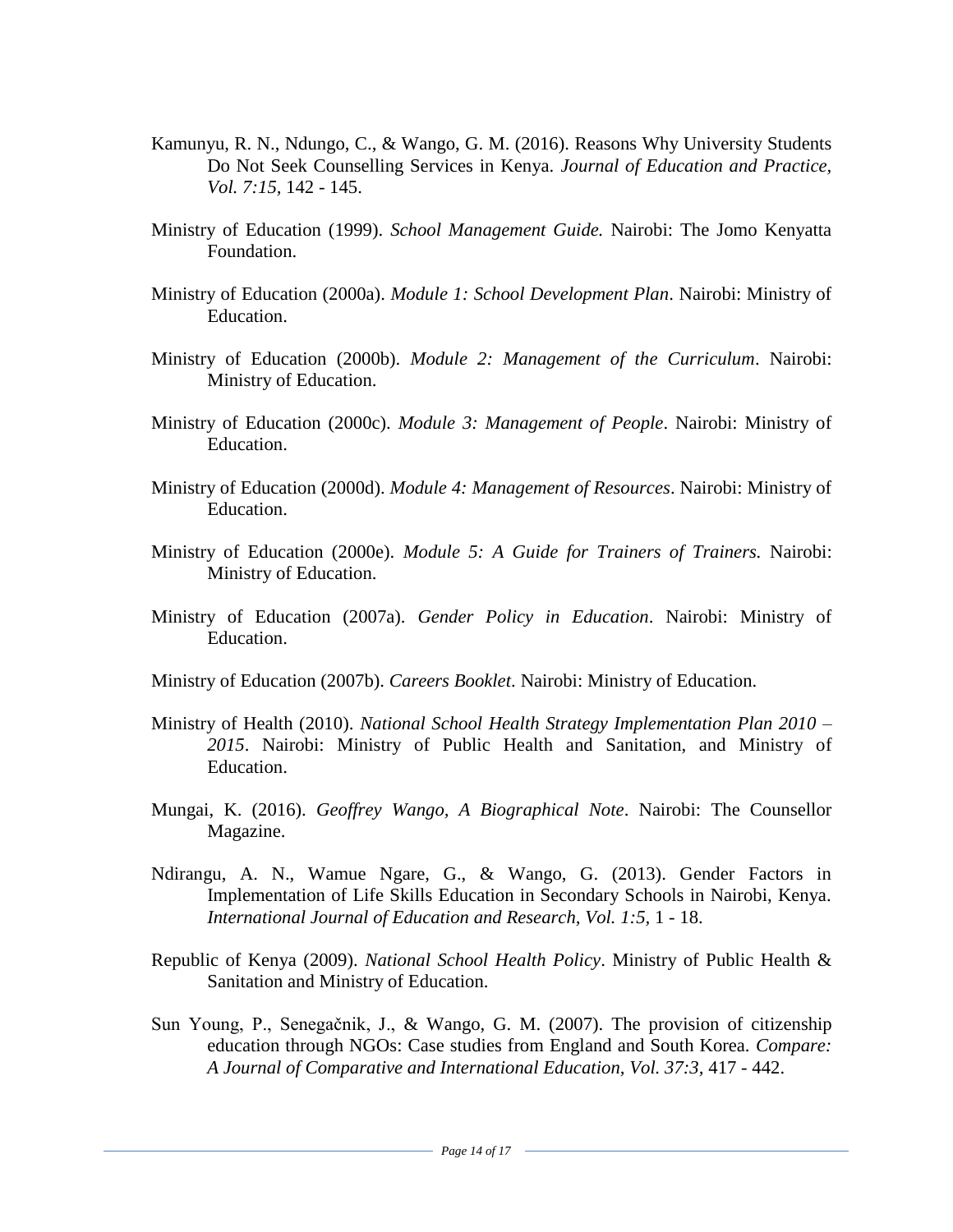Kamunyu, R. N., Ndungo, C., & Wango, G. M. (2016). Reasons Why University Students Do Not Seek Counselling Services in Kenya. *Journal of Education and Practice, Vol. 7:15,* 142 - 145.

Ministry of Education (1999). *School Management Guide.* Nairobi: The Jomo Kenyatta Foundation.

Ministry of Education (2000a). *Module 1: School Development Plan*. Nairobi: Ministry of Education.

Ministry of Education (2000b). *Module 2: Management of the Curriculum*. Nairobi: Ministry of Education.

Ministry of Education (2000c). *Module 3: Management of People*. Nairobi: Ministry of Education.

Ministry of Education (2000d). *Module 4: Management of Resources*. Nairobi: Ministry of Education.

Ministry of Education (2000e). *Module 5: A Guide for Trainers of Trainers.* Nairobi: Ministry of Education.

Ministry of Education (2007a). *Gender Policy in Education*. Nairobi: Ministry of Education.

Ministry of Education (2007b). *Careers Booklet*. Nairobi: Ministry of Education.

Ministry of Health (2010). *National School Health Strategy Implementation Plan 2010 – 2015*. Nairobi: Ministry of Public Health and Sanitation, and Ministry of Education.

Mungai, K. (2016). *Geoffrey Wango, A Biographical Note*. Nairobi: The Counsellor Magazine.

Ndirangu, A. N., Wamue Ngare, G., & Wango, G. (2013). Gender Factors in Implementation of Life Skills Education in Secondary Schools in Nairobi, Kenya. *International Journal of Education and Research, Vol. 1:5,* 1 - 18.

Republic of Kenya (2009). *National School Health Policy*. Ministry of Public Health & Sanitation and Ministry of Education.

Sun Young, P., Senegačnik, J., & Wango, G. M. (2007). The provision of citizenship education through NGOs: Case studies from England and South Korea. *Compare: A Journal of Comparative and International Education, Vol. 37:3,* 417 - 442.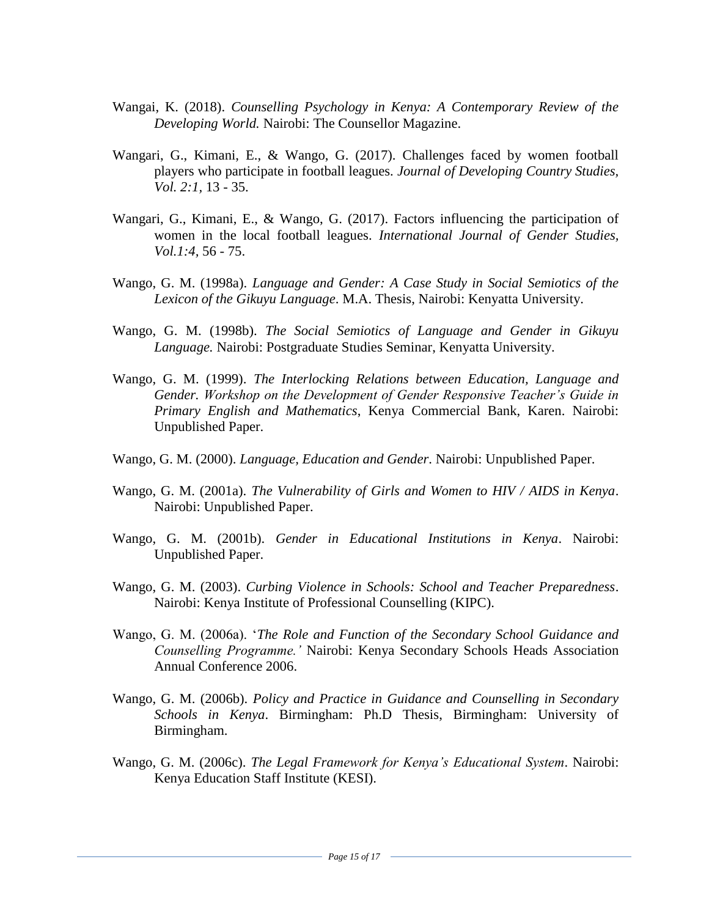Wangai, K. (2018). *Counselling Psychology in Kenya: A Contemporary Review of the Developing World.* Nairobi: The Counsellor Magazine.

Wangari, G., Kimani, E., & Wango, G. (2017). Challenges faced by women football players who participate in football leagues. *Journal of Developing Country Studies, Vol. 2:1,* 13 - 35.

Wangari, G., Kimani, E., & Wango, G. (2017). Factors influencing the participation of women in the local football leagues. *International Journal of Gender Studies, Vol.1:4,* 56 - 75.

Wango, G. M. (1998a). *Language and Gender: A Case Study in Social Semiotics of the Lexicon of the Gikuyu Language*. M.A. Thesis, Nairobi: Kenyatta University.

Wango, G. M. (1998b). *The Social Semiotics of Language and Gender in Gikuyu Language.* Nairobi: Postgraduate Studies Seminar, Kenyatta University.

Wango, G. M. (1999). *The Interlocking Relations between Education, Language and Gender. Workshop on the Development of Gender Responsive Teacher's Guide in Primary English and Mathematics*, Kenya Commercial Bank, Karen. Nairobi: Unpublished Paper.

Wango, G. M. (2000). *Language, Education and Gender*. Nairobi: Unpublished Paper.

Wango, G. M. (2001a). *The Vulnerability of Girls and Women to HIV / AIDS in Kenya*. Nairobi: Unpublished Paper.

Wango, G. M. (2001b). *Gender in Educational Institutions in Kenya*. Nairobi: Unpublished Paper.

Wango, G. M. (2003). *Curbing Violence in Schools: School and Teacher Preparedness*. Nairobi: Kenya Institute of Professional Counselling (KIPC).

Wango, G. M. (2006a). '*The Role and Function of the Secondary School Guidance and Counselling Programme.'* Nairobi: Kenya Secondary Schools Heads Association Annual Conference 2006.

Wango, G. M. (2006b). *Policy and Practice in Guidance and Counselling in Secondary Schools in Kenya*. Birmingham: Ph.D Thesis, Birmingham: University of Birmingham.

Wango, G. M. (2006c). *The Legal Framework for Kenya's Educational System*. Nairobi: Kenya Education Staff Institute (KESI).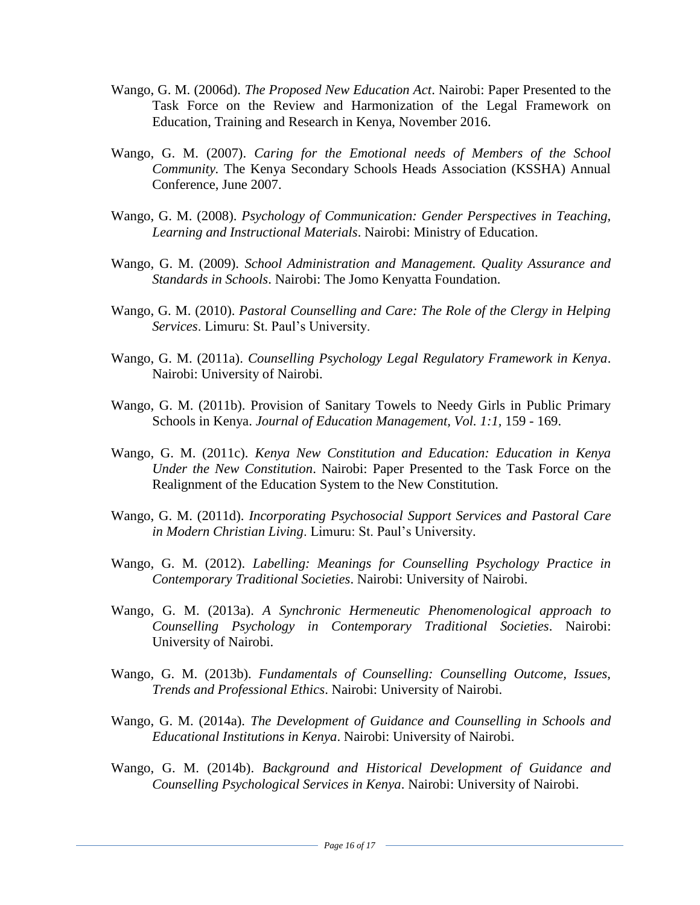Wango, G. M. (2006d). *The Proposed New Education Act*. Nairobi: Paper Presented to the Task Force on the Review and Harmonization of the Legal Framework on Education, Training and Research in Kenya, November 2016.

Wango, G. M. (2007). *Caring for the Emotional needs of Members of the School Community.* The Kenya Secondary Schools Heads Association (KSSHA) Annual Conference, June 2007.

Wango, G. M. (2008). *Psychology of Communication: Gender Perspectives in Teaching, Learning and Instructional Materials*. Nairobi: Ministry of Education.

Wango, G. M. (2009). *School Administration and Management. Quality Assurance and Standards in Schools*. Nairobi: The Jomo Kenyatta Foundation.

Wango, G. M. (2010). *Pastoral Counselling and Care: The Role of the Clergy in Helping Services*. Limuru: St. Paul's University.

Wango, G. M. (2011a). *Counselling Psychology Legal Regulatory Framework in Kenya*. Nairobi: University of Nairobi.

Wango, G. M. (2011b). Provision of Sanitary Towels to Needy Girls in Public Primary Schools in Kenya. *Journal of Education Management, Vol. 1:1,* 159 - 169.

Wango, G. M. (2011c). *Kenya New Constitution and Education: Education in Kenya Under the New Constitution*. Nairobi: Paper Presented to the Task Force on the Realignment of the Education System to the New Constitution.

Wango, G. M. (2011d). *Incorporating Psychosocial Support Services and Pastoral Care in Modern Christian Living*. Limuru: St. Paul's University.

Wango, G. M. (2012). *Labelling: Meanings for Counselling Psychology Practice in Contemporary Traditional Societies*. Nairobi: University of Nairobi.

Wango, G. M. (2013a). *A Synchronic Hermeneutic Phenomenological approach to Counselling Psychology in Contemporary Traditional Societies*. Nairobi: University of Nairobi.

Wango, G. M. (2013b). *Fundamentals of Counselling: Counselling Outcome, Issues, Trends and Professional Ethics*. Nairobi: University of Nairobi.

Wango, G. M. (2014a). *The Development of Guidance and Counselling in Schools and Educational Institutions in Kenya*. Nairobi: University of Nairobi.

Wango, G. M. (2014b). *Background and Historical Development of Guidance and Counselling Psychological Services in Kenya*. Nairobi: University of Nairobi.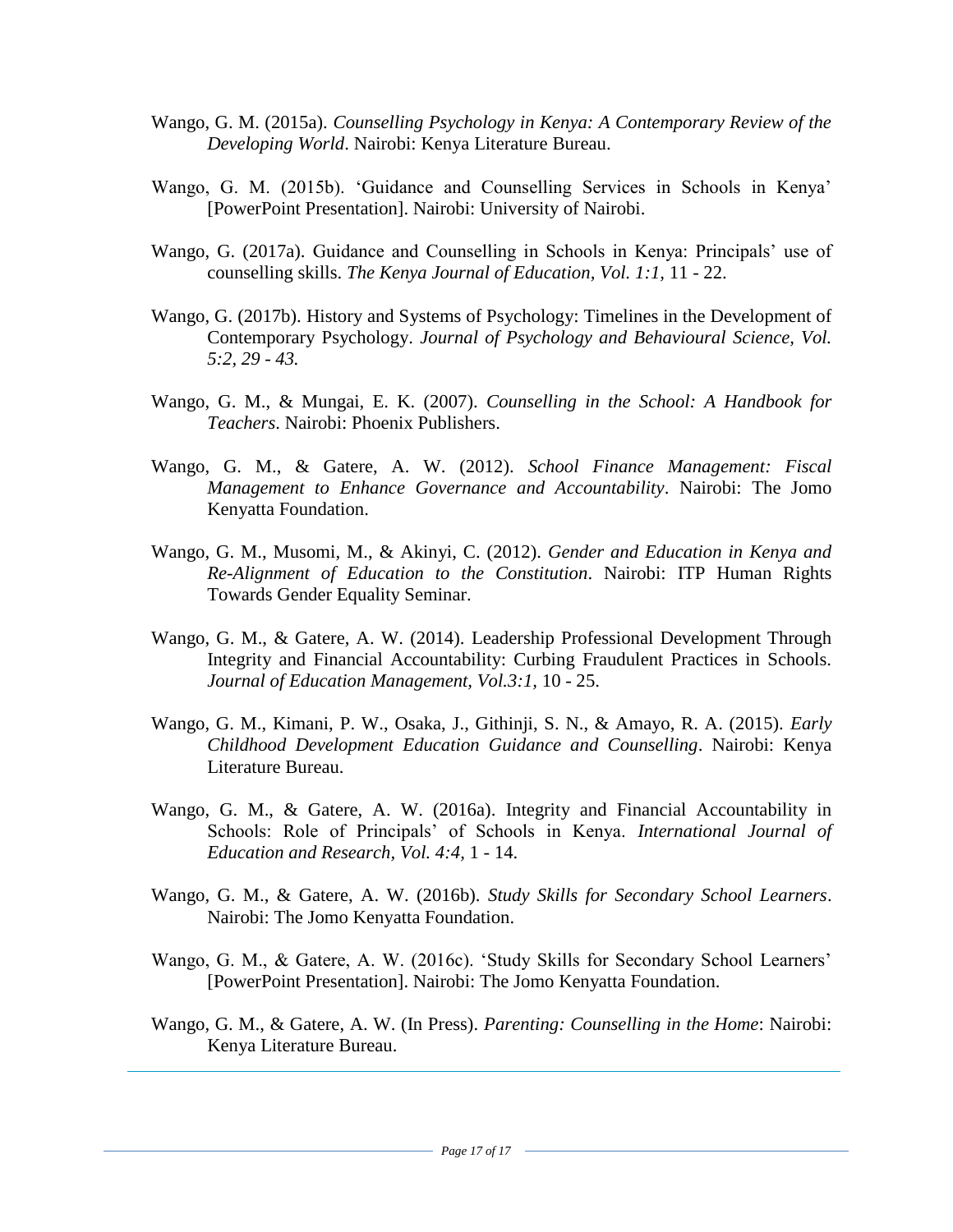Wango, G. M. (2015a). *Counselling Psychology in Kenya: A Contemporary Review of the Developing World*. Nairobi: Kenya Literature Bureau.

Wango, G. M. (2015b). 'Guidance and Counselling Services in Schools in Kenya' [PowerPoint Presentation]. Nairobi: University of Nairobi.

Wango, G. (2017a). Guidance and Counselling in Schools in Kenya: Principals' use of counselling skills. *The Kenya Journal of Education, Vol. 1:1,* 11 - 22.

Wango, G. (2017b). History and Systems of Psychology: Timelines in the Development of Contemporary Psychology. *Journal of Psychology and Behavioural Science, Vol. 5:2, 29 - 43.*

Wango, G. M., & Mungai, E. K. (2007). *Counselling in the School: A Handbook for Teachers*. Nairobi: Phoenix Publishers.

Wango, G. M., & Gatere, A. W. (2012). *School Finance Management: Fiscal Management to Enhance Governance and Accountability*. Nairobi: The Jomo Kenyatta Foundation.

Wango, G. M., Musomi, M., & Akinyi, C. (2012). *Gender and Education in Kenya and Re-Alignment of Education to the Constitution*. Nairobi: ITP Human Rights Towards Gender Equality Seminar.

Wango, G. M., & Gatere, A. W. (2014). Leadership Professional Development Through Integrity and Financial Accountability: Curbing Fraudulent Practices in Schools. *Journal of Education Management, Vol.3:1,* 10 - 25.

Wango, G. M., Kimani, P. W., Osaka, J., Githinji, S. N., & Amayo, R. A. (2015). *Early Childhood Development Education Guidance and Counselling*. Nairobi: Kenya Literature Bureau.

Wango, G. M., & Gatere, A. W. (2016a). Integrity and Financial Accountability in Schools: Role of Principals' of Schools in Kenya. *International Journal of Education and Research, Vol. 4:4,* 1 - 14.

Wango, G. M., & Gatere, A. W. (2016b). *Study Skills for Secondary School Learners*. Nairobi: The Jomo Kenyatta Foundation.

Wango, G. M., & Gatere, A. W. (2016c). 'Study Skills for Secondary School Learners' [PowerPoint Presentation]. Nairobi: The Jomo Kenyatta Foundation.

Wango, G. M., & Gatere, A. W. (In Press). *Parenting: Counselling in the Home*: Nairobi: Kenya Literature Bureau.